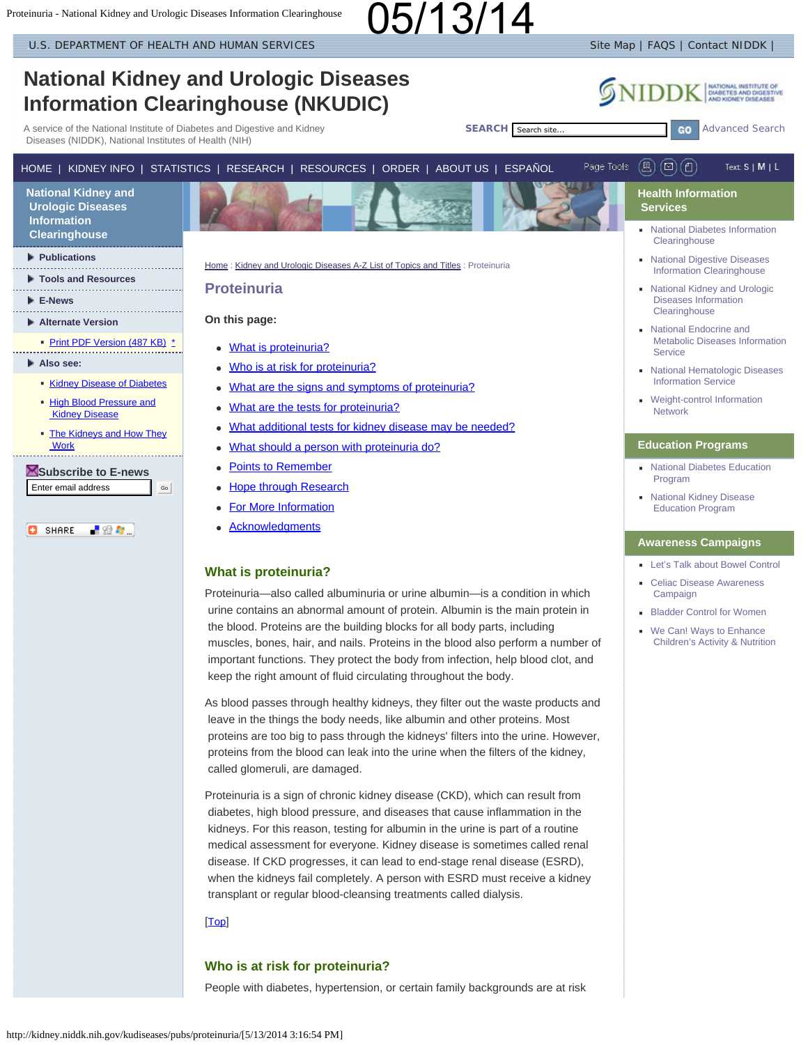# National Kidney and Urologic Diseases Information Clearinghouse (NKUDIC)

A service of the National Institute of Diabetes and Digestive and Kidney Diseases (NIDDK), National Institutes of Health (NIH)

Home : Kidney and Urologic Diseases A-Z List of Topics and Titles : Proteinuria

## Proteinuria

**On this page:**

- What is proteinuria?
- Who is at risk for proteinuria?
- What are the signs and symptoms of proteinuria?
- What are the tests for proteinuria?
- What additional tests for kidney disease may be needed?
- What should a person with proteinuria do?
- Points to Remember
- Hope through Research
- For More Information
- Acknowledgments

### What is proteinuria?

Proteinuria—also called albuminuria or urine albumin—is a condition in which urine contains an abnormal amount of protein. Albumin is the main protein in the blood. Proteins are the building blocks for all body parts, including muscles, bones, hair, and nails. Proteins in the blood also perform a number of important functions. They protect the body from infection, help blood clot, and keep the right amount of fluid circulating throughout the body.

As blood passes through healthy kidneys, they filter out the waste products and leave in the things the body needs, like albumin and other proteins. Most proteins are too big to pass through the kidneys' filters into the urine. However, proteins from the blood can leak into the urine when the filters of the kidney, called glomeruli, are damaged.

Proteinuria is a sign of chronic kidney disease (CKD), which can result from diabetes, high blood pressure, and diseases that cause inflammation in the kidneys. For this reason, testing for albumin in the urine is part of a routine medical assessment for everyone. Kidney disease is sometimes called renal disease. If CKD progresses, it can lead to end-stage renal disease (ESRD), when the kidneys fail completely. A person with ESRD must receive a kidney transplant or regular blood-cleansing treatments called dialysis.

[Top]

### Who is at risk for proteinuria?

People with diabetes, hypertension, or certain family backgrounds are at risk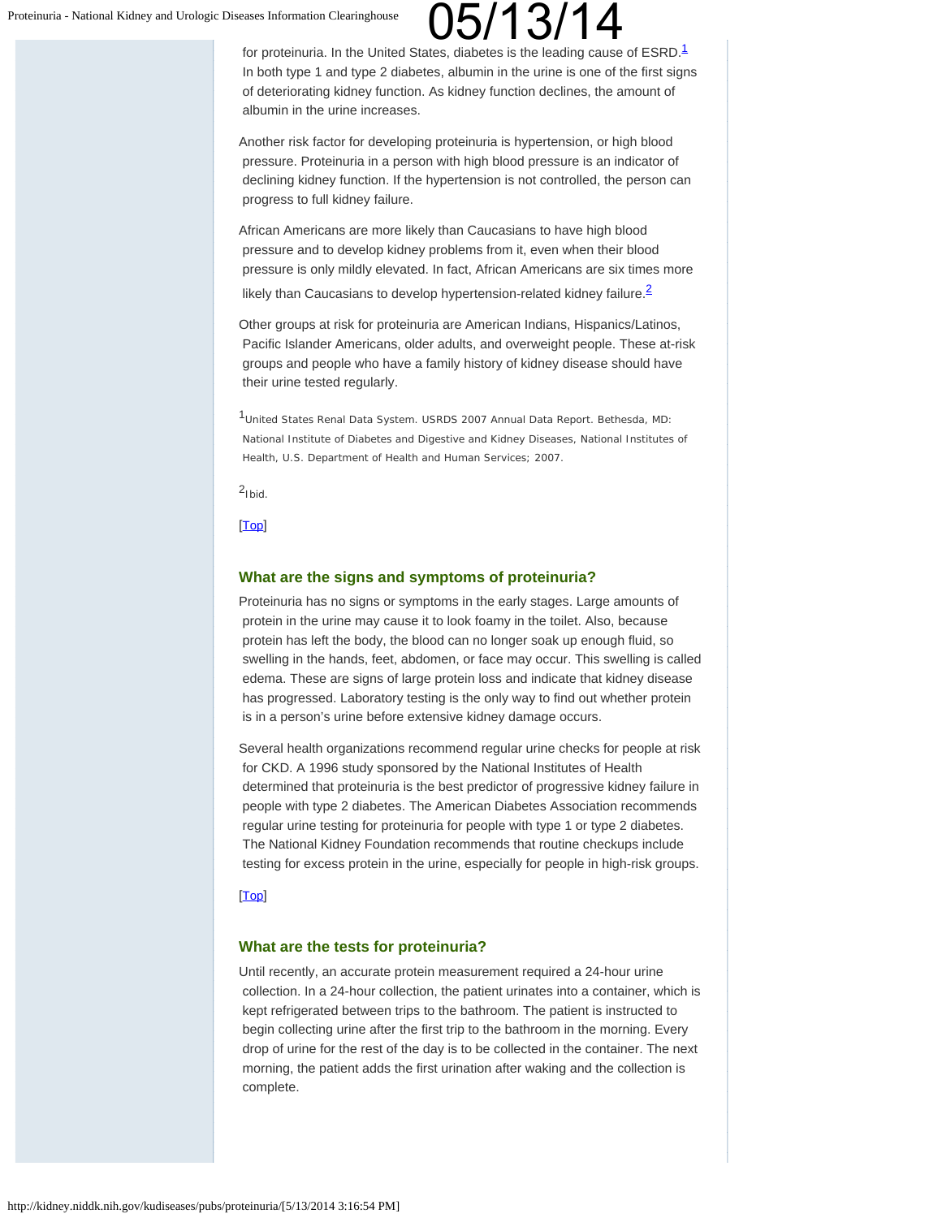for proteinuria. In the United States, diabetes is the leading cause of ESRD.[1] In both type 1 and type 2 diabetes, albumin in the urine is one of the first signs of deteriorating kidney function. As kidney function declines, the amount of albumin in the urine increases.

Another risk factor for developing proteinuria is hypertension, or high blood pressure. Proteinuria in a person with high blood pressure is an indicator of declining kidney function. If the hypertension is not controlled, the person can progress to full kidney failure.

African Americans are more likely than Caucasians to have high blood pressure and to develop kidney problems from it, even when their blood pressure is only mildly elevated. In fact, African Americans are six times more likely than Caucasians to develop hypertension-related kidney failure.[2]

Other groups at risk for proteinuria are American Indians, Hispanics/Latinos, Pacific Islander Americans, older adults, and overweight people. These at-risk groups and people who have a family history of kidney disease should have their urine tested regularly.

[1] United States Renal Data System. USRDS 2007 Annual Data Report. Bethesda, MD: National Institute of Diabetes and Digestive and Kidney Diseases, National Institutes of Health, U.S. Department of Health and Human Services; 2007.

[2] Ibid.

[Top]

## What are the signs and symptoms of proteinuria?

Proteinuria has no signs or symptoms in the early stages. Large amounts of protein in the urine may cause it to look foamy in the toilet. Also, because protein has left the body, the blood can no longer soak up enough fluid, so swelling in the hands, feet, abdomen, or face may occur. This swelling is called edema. These are signs of large protein loss and indicate that kidney disease has progressed. Laboratory testing is the only way to find out whether protein is in a person's urine before extensive kidney damage occurs.

Several health organizations recommend regular urine checks for people at risk for CKD. A 1996 study sponsored by the National Institutes of Health determined that proteinuria is the best predictor of progressive kidney failure in people with type 2 diabetes. The American Diabetes Association recommends regular urine testing for proteinuria for people with type 1 or type 2 diabetes. The National Kidney Foundation recommends that routine checkups include testing for excess protein in the urine, especially for people in high-risk groups.

[Top]

## What are the tests for proteinuria?

Until recently, an accurate protein measurement required a 24-hour urine collection. In a 24-hour collection, the patient urinates into a container, which is kept refrigerated between trips to the bathroom. The patient is instructed to begin collecting urine after the first trip to the bathroom in the morning. Every drop of urine for the rest of the day is to be collected in the container. The next morning, the patient adds the first urination after waking and the collection is complete.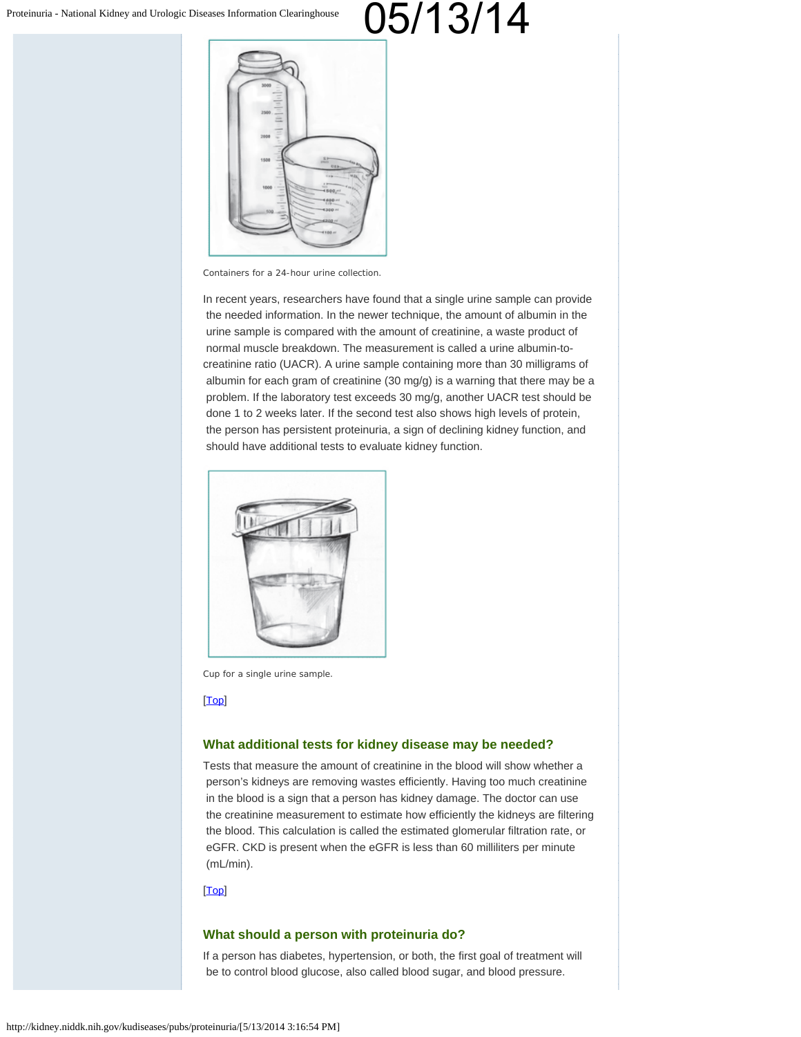Containers for a 24-hour urine collection.

In recent years, researchers have found that a single urine sample can provide the needed information. In the newer technique, the amount of albumin in the urine sample is compared with the amount of creatinine, a waste product of normal muscle breakdown. The measurement is called a urine albumin-to-creatinine ratio (UACR). A urine sample containing more than 30 milligrams of albumin for each gram of creatinine (30 mg/g) is a warning that there may be a problem. If the laboratory test exceeds 30 mg/g, another UACR test should be done 1 to 2 weeks later. If the second test also shows high levels of protein, the person has persistent proteinuria, a sign of declining kidney function, and should have additional tests to evaluate kidney function.

Cup for a single urine sample.

[Top]

## What additional tests for kidney disease may be needed?

Tests that measure the amount of creatinine in the blood will show whether a person's kidneys are removing wastes efficiently. Having too much creatinine in the blood is a sign that a person has kidney damage. The doctor can use the creatinine measurement to estimate how efficiently the kidneys are filtering the blood. This calculation is called the estimated glomerular filtration rate, or eGFR. CKD is present when the eGFR is less than 60 milliliters per minute (mL/min).

[Top]

## What should a person with proteinuria do?

If a person has diabetes, hypertension, or both, the first goal of treatment will be to control blood glucose, also called blood sugar, and blood pressure.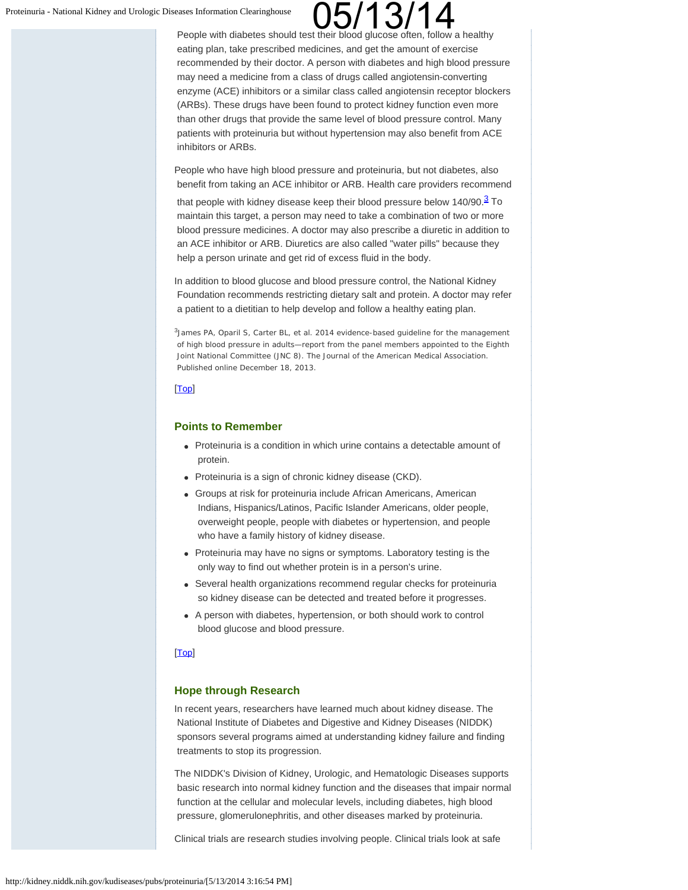People with diabetes should test their blood glucose often, follow a healthy eating plan, take prescribed medicines, and get the amount of exercise recommended by their doctor. A person with diabetes and high blood pressure may need a medicine from a class of drugs called angiotensin-converting enzyme (ACE) inhibitors or a similar class called angiotensin receptor blockers (ARBs). These drugs have been found to protect kidney function even more than other drugs that provide the same level of blood pressure control. Many patients with proteinuria but without hypertension may also benefit from ACE inhibitors or ARBs.

People who have high blood pressure and proteinuria, but not diabetes, also benefit from taking an ACE inhibitor or ARB. Health care providers recommend that people with kidney disease keep their blood pressure below 140/90.[3] To maintain this target, a person may need to take a combination of two or more blood pressure medicines. A doctor may also prescribe a diuretic in addition to an ACE inhibitor or ARB. Diuretics are also called "water pills" because they help a person urinate and get rid of excess fluid in the body.

In addition to blood glucose and blood pressure control, the National Kidney Foundation recommends restricting dietary salt and protein. A doctor may refer a patient to a dietitian to help develop and follow a healthy eating plan.

[3] James PA, Oparil S, Carter BL, et al. 2014 evidence-based guideline for the management of high blood pressure in adults—report from the panel members appointed to the Eighth Joint National Committee (JNC 8). The Journal of the American Medical Association. Published online December 18, 2013.

[Top]

## Points to Remember

- Proteinuria is a condition in which urine contains a detectable amount of protein.
- Proteinuria is a sign of chronic kidney disease (CKD).
- Groups at risk for proteinuria include African Americans, American Indians, Hispanics/Latinos, Pacific Islander Americans, older people, overweight people, people with diabetes or hypertension, and people who have a family history of kidney disease.
- Proteinuria may have no signs or symptoms. Laboratory testing is the only way to find out whether protein is in a person's urine.
- Several health organizations recommend regular checks for proteinuria so kidney disease can be detected and treated before it progresses.
- A person with diabetes, hypertension, or both should work to control blood glucose and blood pressure.

[Top]

## Hope through Research

In recent years, researchers have learned much about kidney disease. The National Institute of Diabetes and Digestive and Kidney Diseases (NIDDK) sponsors several programs aimed at understanding kidney failure and finding treatments to stop its progression.

The NIDDK's Division of Kidney, Urologic, and Hematologic Diseases supports basic research into normal kidney function and the diseases that impair normal function at the cellular and molecular levels, including diabetes, high blood pressure, glomerulonephritis, and other diseases marked by proteinuria.

Clinical trials are research studies involving people. Clinical trials look at safe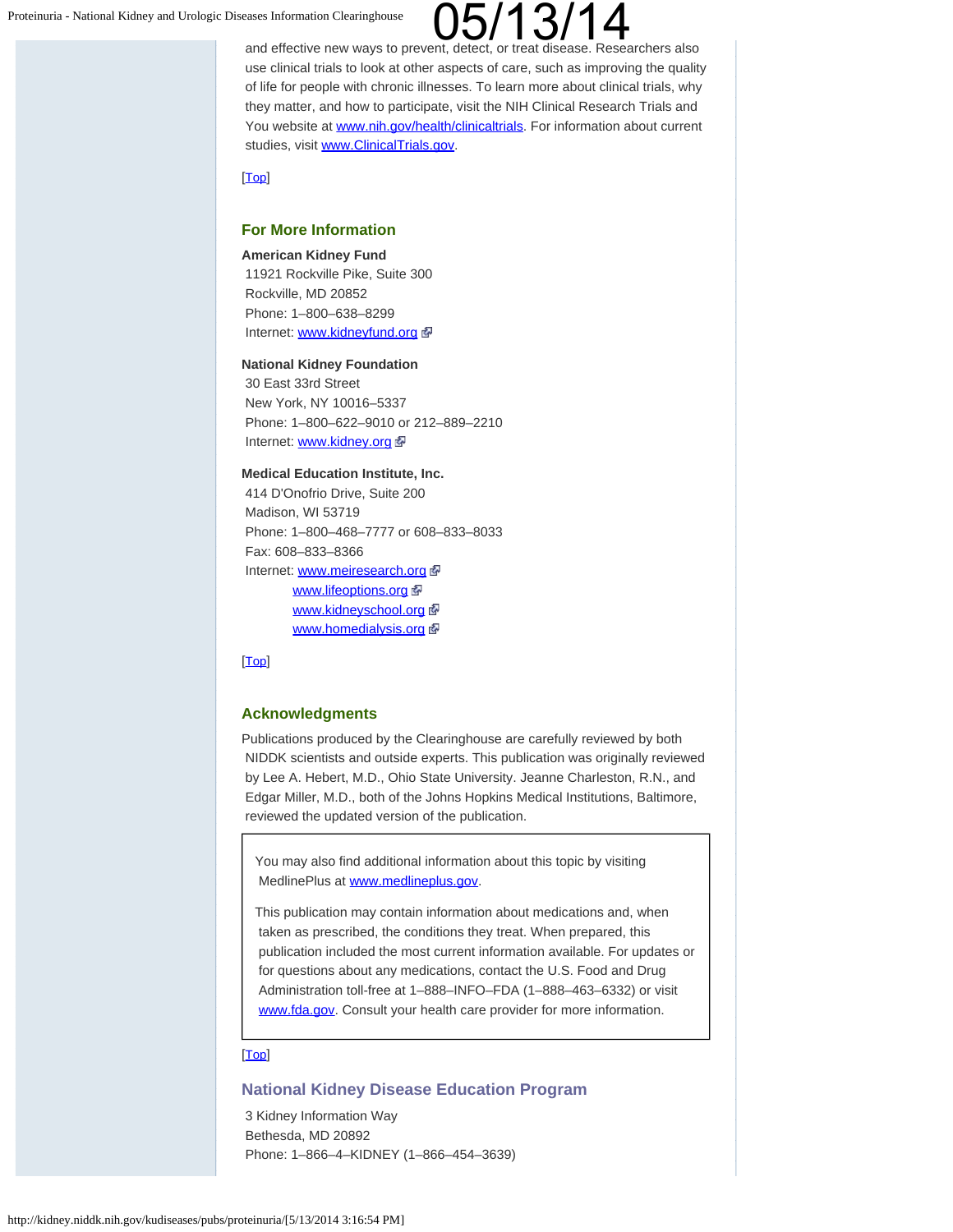and effective new ways to prevent, detect, or treat disease. Researchers also use clinical trials to look at other aspects of care, such as improving the quality of life for people with chronic illnesses. To learn more about clinical trials, why they matter, and how to participate, visit the NIH Clinical Research Trials and You website at www.nih.gov/health/clinicaltrials. For information about current studies, visit www.ClinicalTrials.gov.

[Top]

## For More Information

**American Kidney Fund**
11921 Rockville Pike, Suite 300
Rockville, MD 20852
Phone: 1–800–638–8299
Internet: www.kidneyfund.org

**National Kidney Foundation**
30 East 33rd Street
New York, NY 10016–5337
Phone: 1–800–622–9010 or 212–889–2210
Internet: www.kidney.org

**Medical Education Institute, Inc.**
414 D'Onofrio Drive, Suite 200
Madison, WI 53719
Phone: 1–800–468–7777 or 608–833–8033
Fax: 608–833–8366
Internet: www.meiresearch.org
www.lifeoptions.org
www.kidneyschool.org
www.homedialysis.org

[Top]

## Acknowledgments

Publications produced by the Clearinghouse are carefully reviewed by both NIDDK scientists and outside experts. This publication was originally reviewed by Lee A. Hebert, M.D., Ohio State University. Jeanne Charleston, R.N., and Edgar Miller, M.D., both of the Johns Hopkins Medical Institutions, Baltimore, reviewed the updated version of the publication.

You may also find additional information about this topic by visiting MedlinePlus at www.medlineplus.gov.

This publication may contain information about medications and, when taken as prescribed, the conditions they treat. When prepared, this publication included the most current information available. For updates or for questions about any medications, contact the U.S. Food and Drug Administration toll-free at 1–888–INFO–FDA (1–888–463–6332) or visit www.fda.gov. Consult your health care provider for more information.

[Top]

## National Kidney Disease Education Program

3 Kidney Information Way
Bethesda, MD 20892
Phone: 1–866–4–KIDNEY (1–866–454–3639)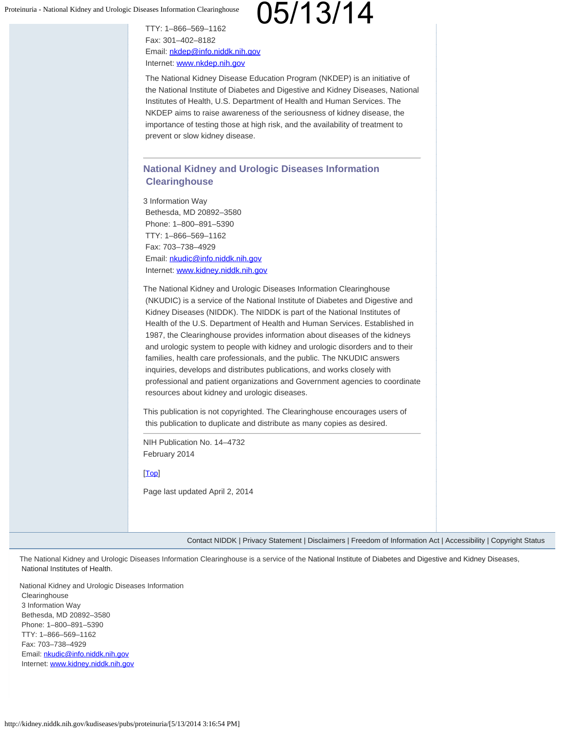TTY: 1–866–569–1162
Fax: 301–402–8182
Email: nkdep@info.niddk.nih.gov
Internet: www.nkdep.nih.gov

The National Kidney Disease Education Program (NKDEP) is an initiative of the National Institute of Diabetes and Digestive and Kidney Diseases, National Institutes of Health, U.S. Department of Health and Human Services. The NKDEP aims to raise awareness of the seriousness of kidney disease, the importance of testing those at high risk, and the availability of treatment to prevent or slow kidney disease.

---

## National Kidney and Urologic Diseases Information Clearinghouse

3 Information Way
Bethesda, MD 20892–3580
Phone: 1–800–891–5390
TTY: 1–866–569–1162
Fax: 703–738–4929
Email: nkudic@info.niddk.nih.gov
Internet: www.kidney.niddk.nih.gov

The National Kidney and Urologic Diseases Information Clearinghouse (NKUDIC) is a service of the National Institute of Diabetes and Digestive and Kidney Diseases (NIDDK). The NIDDK is part of the National Institutes of Health of the U.S. Department of Health and Human Services. Established in 1987, the Clearinghouse provides information about diseases of the kidneys and urologic system to people with kidney and urologic disorders and to their families, health care professionals, and the public. The NKUDIC answers inquiries, develops and distributes publications, and works closely with professional and patient organizations and Government agencies to coordinate resources about kidney and urologic diseases.

This publication is not copyrighted. The Clearinghouse encourages users of this publication to duplicate and distribute as many copies as desired.

---

NIH Publication No. 14–4732
February 2014

[Top]

Page last updated April 2, 2014

Contact NIDDK | Privacy Statement | Disclaimers | Freedom of Information Act | Accessibility | Copyright Status

The National Kidney and Urologic Diseases Information Clearinghouse is a service of the National Institute of Diabetes and Digestive and Kidney Diseases, National Institutes of Health.

National Kidney and Urologic Diseases Information Clearinghouse
3 Information Way
Bethesda, MD 20892–3580
Phone: 1–800–891–5390
TTY: 1–866–569–1162
Fax: 703–738–4929
Email: nkudic@info.niddk.nih.gov
Internet: www.kidney.niddk.nih.gov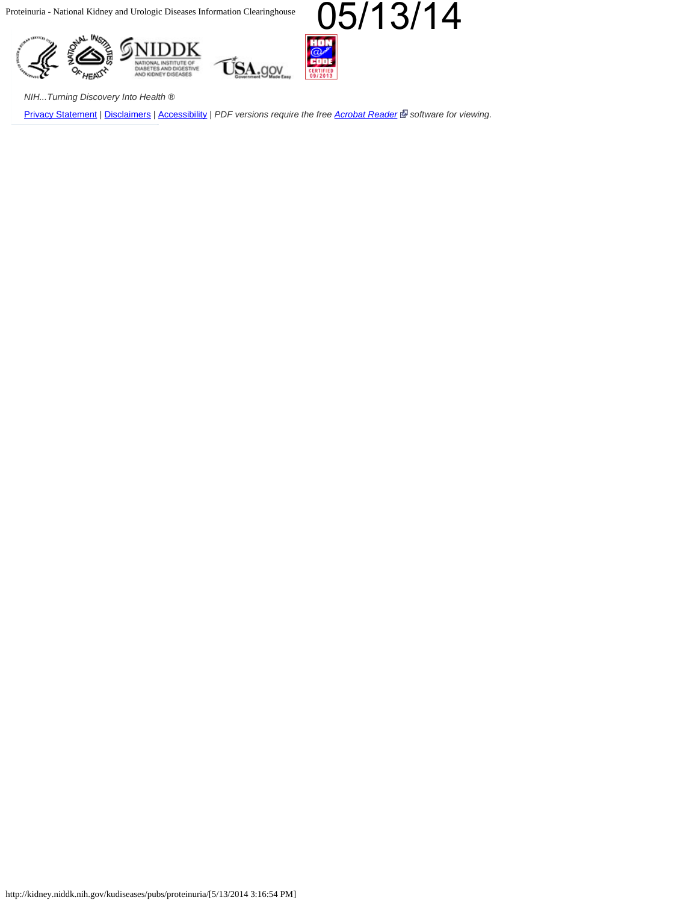NIH...Turning Discovery Into Health ®

Privacy Statement | Disclaimers | Accessibility | *PDF versions require the free Acrobat Reader software for viewing.*